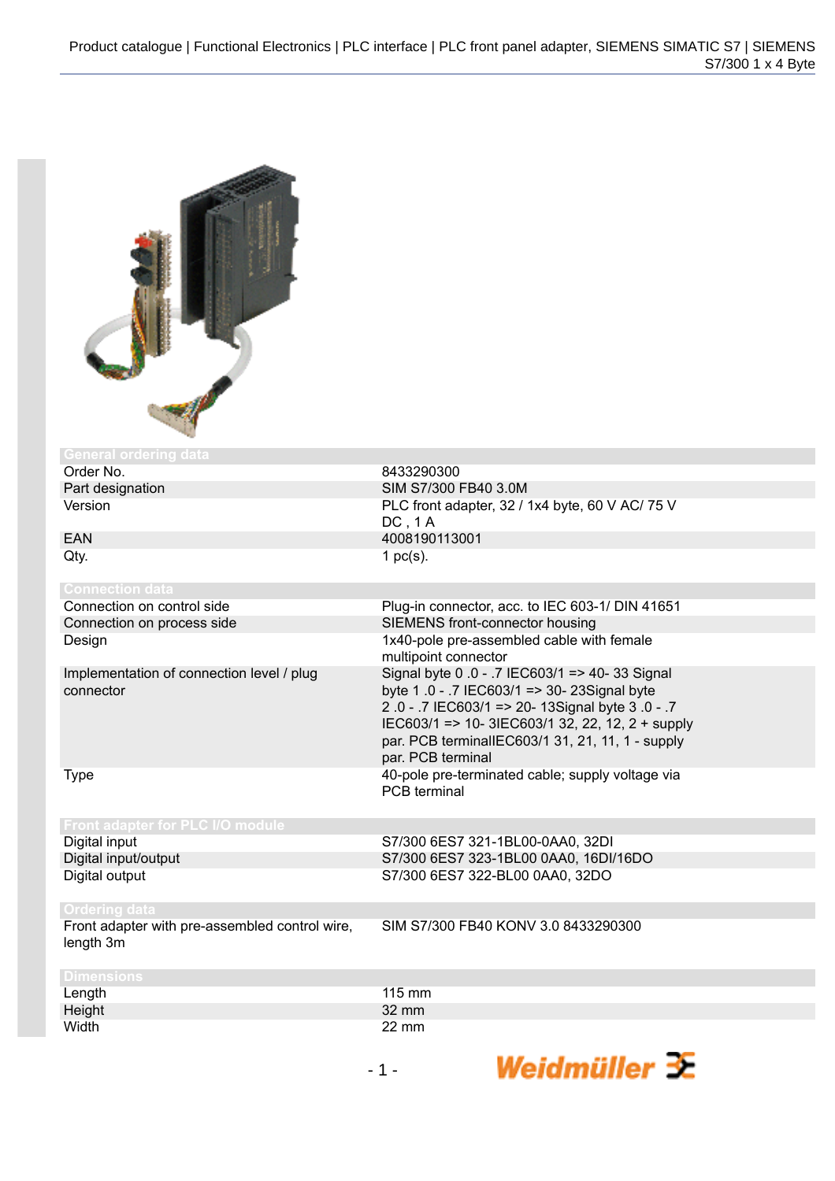| General ordering data | |
|---|---|
| Order No. | 8433290300 |
| Part designation | SIM S7/300 FB40 3.0M |
| Version | PLC front adapter, 32 / 1x4 byte, 60 V AC/ 75 V DC , 1 A |
| EAN | 4008190113001 |
| Qty. | 1 pc(s). |

| Connection data | |
|---|---|
| Connection on control side | Plug-in connector, acc. to IEC 603-1/ DIN 41651 |
| Connection on process side | SIEMENS front-connector housing |
| Design | 1x40-pole pre-assembled cable with female multipoint connector |
| Implementation of connection level / plug connector | Signal byte 0 .0 - .7 IEC603/1 => 40- 33 Signal byte 1 .0 - .7 IEC603/1 => 30- 23Signal byte 2 .0 - .7 IEC603/1 => 20- 13Signal byte 3 .0 - .7 IEC603/1 => 10- 3IEC603/1 32, 22, 12, 2 + supply par. PCB terminalIEC603/1 31, 21, 11, 1 - supply par. PCB terminal |
| Type | 40-pole pre-terminated cable; supply voltage via PCB terminal |

| Front adapter for PLC I/O module | |
|---|---|
| Digital input | S7/300 6ES7 321-1BL00-0AA0, 32DI |
| Digital input/output | S7/300 6ES7 323-1BL00 0AA0, 16DI/16DO |
| Digital output | S7/300 6ES7 322-BL00 0AA0, 32DO |

| Ordering data | |
|---|---|
| Front adapter with pre-assembled control wire, length 3m | SIM S7/300 FB40 KONV 3.0 8433290300 |

| Dimensions | |
|---|---|
| Length | 115 mm |
| Height | 32 mm |
| Width | 22 mm |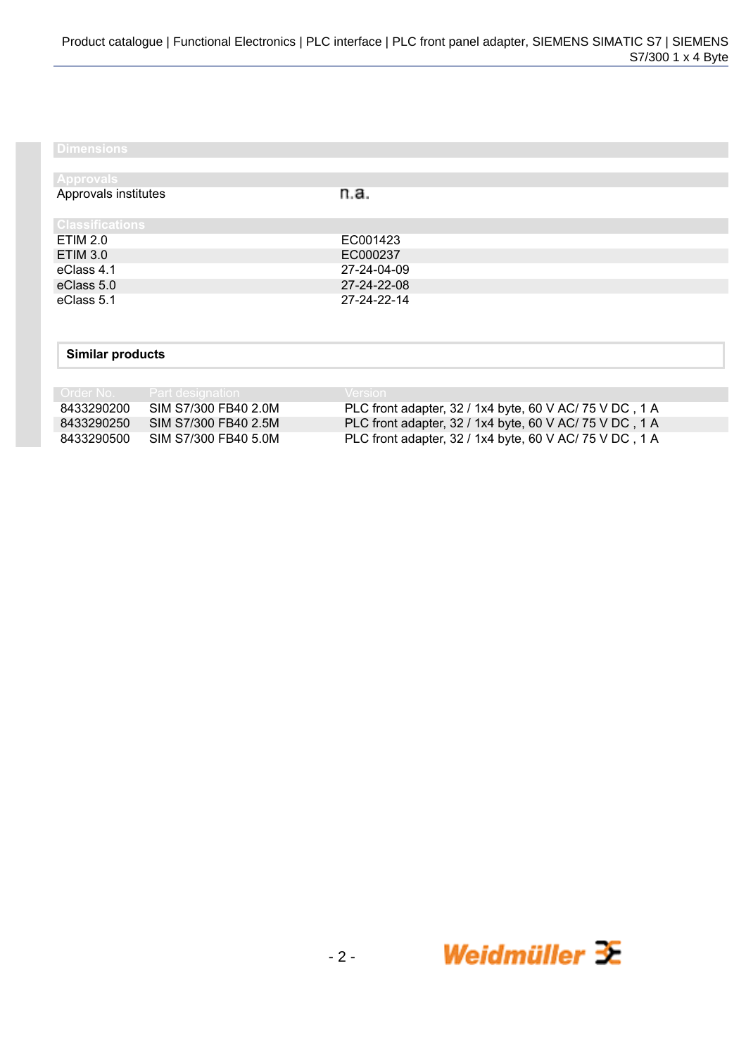## Dimensions

## Approvals

| | |
|---|---|
| Approvals institutes | n.a. |

## Classifications

| | |
|---|---|
| ETIM 2.0 | EC001423 |
| ETIM 3.0 | EC000237 |
| eClass 4.1 | 27-24-04-09 |
| eClass 5.0 | 27-24-22-08 |
| eClass 5.1 | 27-24-22-14 |

## Similar products

| Order No. | Part designation | Version |
|---|---|---|
| 8433290200 | SIM S7/300 FB40 2.0M | PLC front adapter, 32 / 1x4 byte, 60 V AC/ 75 V DC , 1 A |
| 8433290250 | SIM S7/300 FB40 2.5M | PLC front adapter, 32 / 1x4 byte, 60 V AC/ 75 V DC , 1 A |
| 8433290500 | SIM S7/300 FB40 5.0M | PLC front adapter, 32 / 1x4 byte, 60 V AC/ 75 V DC , 1 A |